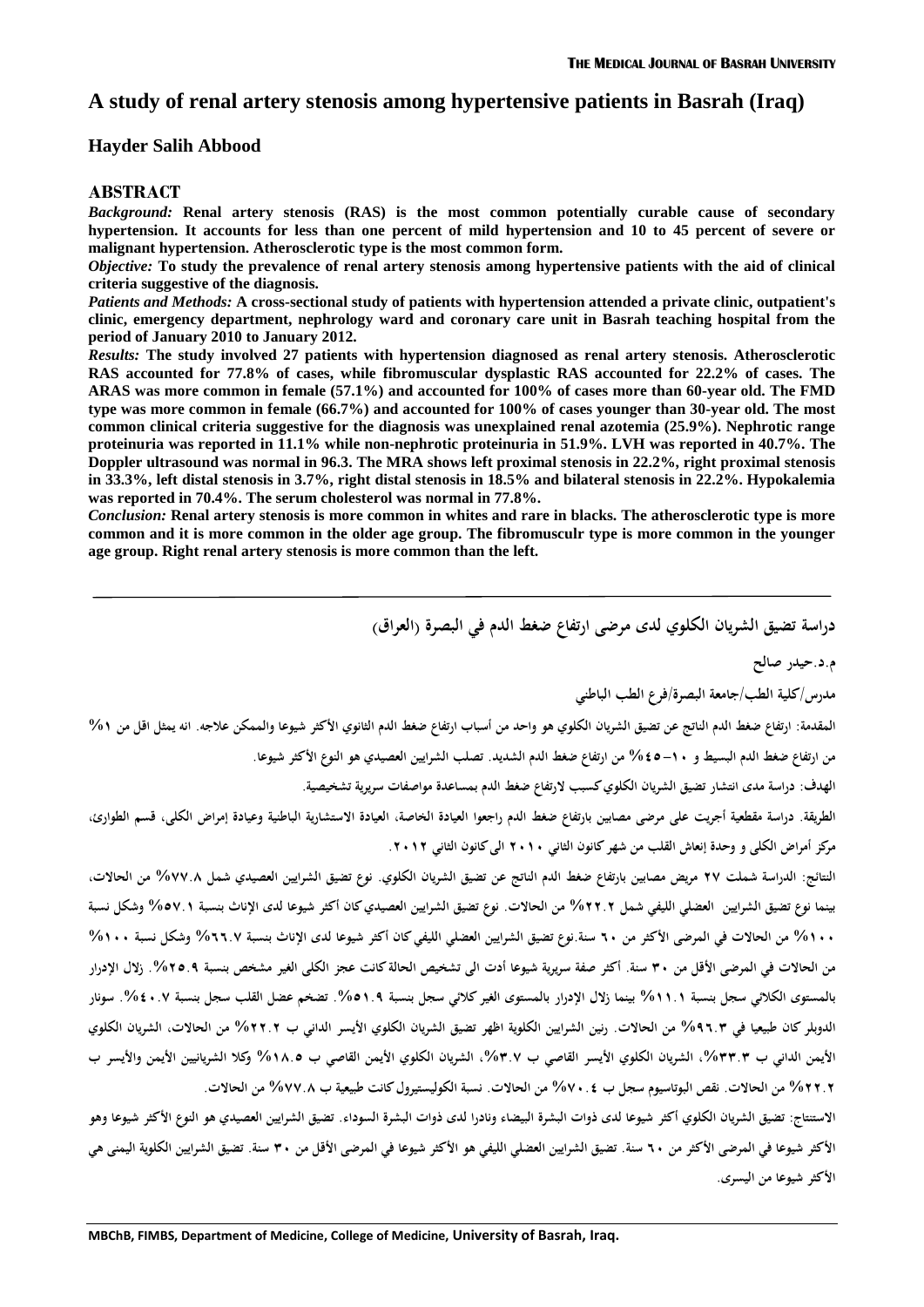# A study of renal artery stenosis among hypertensive patients in Basrah (Iraq)

**Hayder Salih Abbood**

## ABSTRACT

***Background:*** **Renal artery stenosis (RAS) is the most common potentially curable cause of secondary hypertension. It accounts for less than one percent of mild hypertension and 10 to 45 percent of severe or malignant hypertension. Atherosclerotic type is the most common form.**

***Objective:*** **To study the prevalence of renal artery stenosis among hypertensive patients with the aid of clinical criteria suggestive of the diagnosis.**

***Patients and Methods:*** **A cross-sectional study of patients with hypertension attended a private clinic, outpatient's clinic, emergency department, nephrology ward and coronary care unit in Basrah teaching hospital from the period of January 2010 to January 2012.**

***Results:*** **The study involved 27 patients with hypertension diagnosed as renal artery stenosis. Atherosclerotic RAS accounted for 77.8% of cases, while fibromuscular dysplastic RAS accounted for 22.2% of cases. The ARAS was more common in female (57.1%) and accounted for 100% of cases more than 60-year old. The FMD type was more common in female (66.7%) and accounted for 100% of cases younger than 30-year old. The most common clinical criteria suggestive for the diagnosis was unexplained renal azotemia (25.9%). Nephrotic range proteinuria was reported in 11.1% while non-nephrotic proteinuria in 51.9%. LVH was reported in 40.7%. The Doppler ultrasound was normal in 96.3. The MRA shows left proximal stenosis in 22.2%, right proximal stenosis in 33.3%, left distal stenosis in 3.7%, right distal stenosis in 18.5% and bilateral stenosis in 22.2%. Hypokalemia was reported in 70.4%. The serum cholesterol was normal in 77.8%.**

***Conclusion:*** **Renal artery stenosis is more common in whites and rare in blacks. The atherosclerotic type is more common and it is more common in the older age group. The fibromusculr type is more common in the younger age group. Right renal artery stenosis is more common than the left.**

---

## دراسة تضيق الشريان الكلوي لدى مرضى ارتفاع ضغط الدم في البصرة (العراق)

**م.د.حيدر صالح**

**مدرس/كلية الطب/جامعة البصرة/فرع الطب الباطني**

**المقدمة: ارتفاع ضغط الدم الناتج عن تضيق الشريان الكلوي هو واحد من أسباب ارتفاع ضغط الدم الثانوي الأكثر شيوعا والممكن علاجه. انه يمثل اقل من ١% من ارتفاع ضغط الدم البسيط و ١٠–٤٥% من ارتفاع ضغط الدم الشديد. تصلب الشرايين العصيدي هو النوع الأكثر شيوعا.**

**الهدف: دراسة مدى انتشار تضيق الشريان الكلوي كسبب لارتفاع ضغط الدم بمساعدة مواصفات سريرية تشخيصية.**

**الطريقة. دراسة مقطعية أجريت على مرضى مصابين بارتفاع ضغط الدم راجعوا العيادة الخاصة، العيادة الاستشارية الباطنية وعيادة إمراض الكلى، قسم الطوارئ، مركز أمراض الكلى و وحدة إنعاش القلب من شهر كانون الثاني ٢٠١٠ الى كانون الثاني ٢٠١٢.**

**النتائج: الدراسة شملت ٢٧ مريض مصابين بارتفاع ضغط الدم الناتج عن تضيق الشريان الكلوي. نوع تضيق الشرايين العصيدي شمل ٧٧.٨% من الحالات، بينما نوع تضيق الشرايين العضلي الليفي شمل ٢٢.٢% من الحالات. نوع تضيق الشرايين العصيدي كان أكثر شيوعا لدى الإناث بنسبة ٥٧.١% وشكل نسبة ١٠٠% من الحالات في المرضى الأكثر من ٦٠ سنة. نوع تضيق الشرايين العضلي الليفي كان أكثر شيوعا لدى الإناث بنسبة ٦٦.٧% وشكل نسبة ١٠٠% من الحالات في المرضى الأقل من ٣٠ سنة. أكثر صفة سريرية شيوعا أدت الى تشخيص الحالة كانت عجز الكلى الغير مشخص بنسبة ٢٥.٩%. زلال الإدرار بالمستوى الكلائي سجل بنسبة ١١.١% بينما زلال الإدرار بالمستوى الغير كلائي سجل بنسبة ٥١.٩%. تضخم عضل القلب سجل بنسبة ٤٠.٧%. سونار الدوبلر كان طبيعيا في ٩٦.٣% من الحالات. رنين الشرايين الكلوية اظهر تضيق الشريان الكلوي الأيسر الداني ب ٢٢.٢% من الحالات، الشريان الكلوي الأيمن الداني ب ٣٣.٣%، الشريان الكلوي الأيسر القاصي ب ٣.٧%، الشريان الكلوي الأيمن القاصي ب ١٨.٥% وكلا الشريانيين الأيمن والأيسر ب ٢٢.٢% من الحالات. نقص البوتاسيوم سجل ب ٧٠.٤% من الحالات. نسبة الكوليستيرول كانت طبيعية ب ٧٧.٨% من الحالات.**

**الاستنتاج: تضيق الشريان الكلوي أكثر شيوعا لدى ذوات البشرة البيضاء ونادرا لدى ذوات البشرة السوداء. تضيق الشرايين العصيدي هو النوع الأكثر شيوعا وهو الأكثر شيوعا في المرضى الأكثر من ٦٠ سنة. تضيق الشرايين العضلي الليفي هو الأكثر شيوعا في المرضى الأقل من ٣٠ سنة. تضيق الشرايين الكلوية اليمنى هي الأكثر شيوعا من اليسرى.**

---

**MBChB, FIMBS, Department of Medicine, College of Medicine, University of Basrah, Iraq.**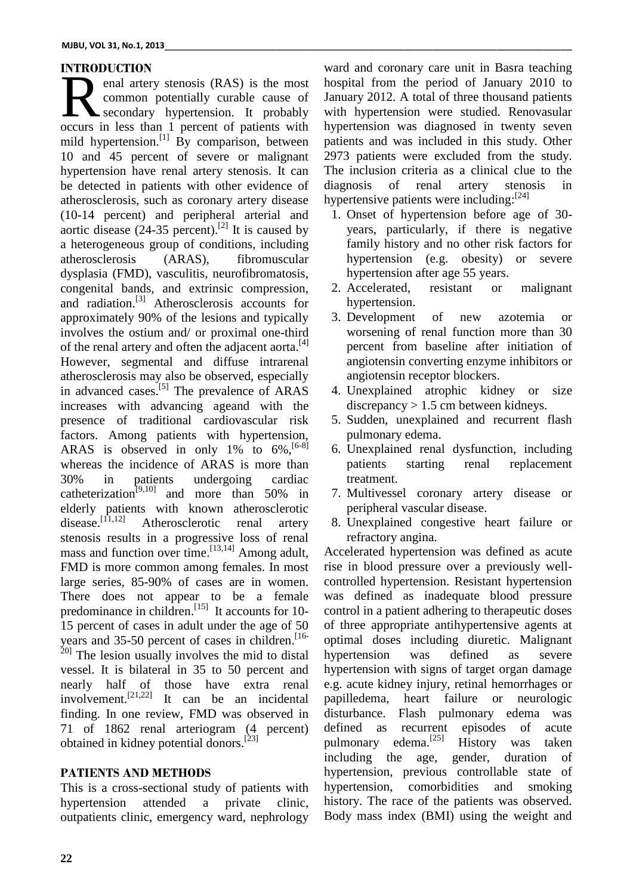## INTRODUCTION

Renal artery stenosis (RAS) is the most common potentially curable cause of secondary hypertension. It probably occurs in less than 1 percent of patients with mild hypertension.[1] By comparison, between 10 and 45 percent of severe or malignant hypertension have renal artery stenosis. It can be detected in patients with other evidence of atherosclerosis, such as coronary artery disease (10-14 percent) and peripheral arterial and aortic disease (24-35 percent).[2] It is caused by a heterogeneous group of conditions, including atherosclerosis (ARAS), fibromuscular dysplasia (FMD), vasculitis, neurofibromatosis, congenital bands, and extrinsic compression, and radiation.[3] Atherosclerosis accounts for approximately 90% of the lesions and typically involves the ostium and/ or proximal one-third of the renal artery and often the adjacent aorta.[4] However, segmental and diffuse intrarenal atherosclerosis may also be observed, especially in advanced cases.[5] The prevalence of ARAS increases with advancing ageand with the presence of traditional cardiovascular risk factors. Among patients with hypertension, ARAS is observed in only 1% to 6%,[6-8] whereas the incidence of ARAS is more than 30% in patients undergoing cardiac catheterization[9,10] and more than 50% in elderly patients with known atherosclerotic disease.[11,12] Atherosclerotic renal artery stenosis results in a progressive loss of renal mass and function over time.[13,14] Among adult, FMD is more common among females. In most large series, 85-90% of cases are in women. There does not appear to be a female predominance in children.[15] It accounts for 10-15 percent of cases in adult under the age of 50 years and 35-50 percent of cases in children.[16-20] The lesion usually involves the mid to distal vessel. It is bilateral in 35 to 50 percent and nearly half of those have extra renal involvement.[21,22] It can be an incidental finding. In one review, FMD was observed in 71 of 1862 renal arteriogram (4 percent) obtained in kidney potential donors.[23]

## PATIENTS AND METHODS

This is a cross-sectional study of patients with hypertension attended a private clinic, outpatients clinic, emergency ward, nephrology ward and coronary care unit in Basra teaching hospital from the period of January 2010 to January 2012. A total of three thousand patients with hypertension were studied. Renovasular hypertension was diagnosed in twenty seven patients and was included in this study. Other 2973 patients were excluded from the study. The inclusion criteria as a clinical clue to the diagnosis of renal artery stenosis in hypertensive patients were including:[24]

1. Onset of hypertension before age of 30-years, particularly, if there is negative family history and no other risk factors for hypertension (e.g. obesity) or severe hypertension after age 55 years.
2. Accelerated, resistant or malignant hypertension.
3. Development of new azotemia or worsening of renal function more than 30 percent from baseline after initiation of angiotensin converting enzyme inhibitors or angiotensin receptor blockers.
4. Unexplained atrophic kidney or size discrepancy > 1.5 cm between kidneys.
5. Sudden, unexplained and recurrent flash pulmonary edema.
6. Unexplained renal dysfunction, including patients starting renal replacement treatment.
7. Multivessel coronary artery disease or peripheral vascular disease.
8. Unexplained congestive heart failure or refractory angina.

Accelerated hypertension was defined as acute rise in blood pressure over a previously well-controlled hypertension. Resistant hypertension was defined as inadequate blood pressure control in a patient adhering to therapeutic doses of three appropriate antihypertensive agents at optimal doses including diuretic. Malignant hypertension was defined as severe hypertension with signs of target organ damage e.g. acute kidney injury, retinal hemorrhages or papilledema, heart failure or neurologic disturbance. Flash pulmonary edema was defined as recurrent episodes of acute pulmonary edema.[25] History was taken including the age, gender, duration of hypertension, previous controllable state of hypertension, comorbidities and smoking history. The race of the patients was observed. Body mass index (BMI) using the weight and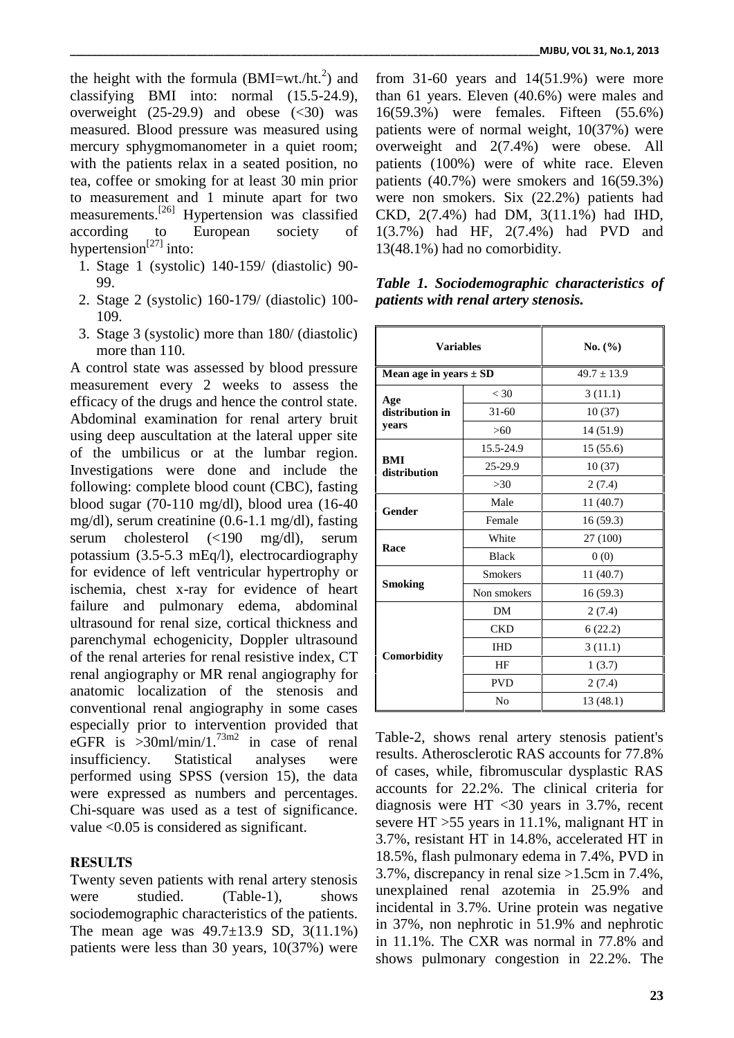the height with the formula (BMI=wt./ht.$^2$) and classifying BMI into: normal (15.5-24.9), overweight (25-29.9) and obese (<30) was measured. Blood pressure was measured using mercury sphygmomanometer in a quiet room; with the patients relax in a seated position, no tea, coffee or smoking for at least 30 min prior to measurement and 1 minute apart for two measurements.[26] Hypertension was classified according to European society of hypertension[27] into:

1. Stage 1 (systolic) 140-159/ (diastolic) 90-99.
2. Stage 2 (systolic) 160-179/ (diastolic) 100-109.
3. Stage 3 (systolic) more than 180/ (diastolic) more than 110.

A control state was assessed by blood pressure measurement every 2 weeks to assess the efficacy of the drugs and hence the control state. Abdominal examination for renal artery bruit using deep auscultation at the lateral upper site of the umbilicus or at the lumbar region. Investigations were done and include the following: complete blood count (CBC), fasting blood sugar (70-110 mg/dl), blood urea (16-40 mg/dl), serum creatinine (0.6-1.1 mg/dl), fasting serum cholesterol (<190 mg/dl), serum potassium (3.5-5.3 mEq/l), electrocardiography for evidence of left ventricular hypertrophy or ischemia, chest x-ray for evidence of heart failure and pulmonary edema, abdominal ultrasound for renal size, cortical thickness and parenchymal echogenicity, Doppler ultrasound of the renal arteries for renal resistive index, CT renal angiography or MR renal angiography for anatomic localization of the stenosis and conventional renal angiography in some cases especially prior to intervention provided that eGFR is >30ml/min/1.$^{73m2}$ in case of renal insufficiency. Statistical analyses were performed using SPSS (version 15), the data were expressed as numbers and percentages. Chi-square was used as a test of significance. value <0.05 is considered as significant.

## RESULTS

Twenty seven patients with renal artery stenosis were studied. (Table-1), shows sociodemographic characteristics of the patients. The mean age was 49.7±13.9 SD, 3(11.1%) patients were less than 30 years, 10(37%) were from 31-60 years and 14(51.9%) were more than 61 years. Eleven (40.6%) were males and 16(59.3%) were females. Fifteen (55.6%) patients were of normal weight, 10(37%) were overweight and 2(7.4%) were obese. All patients (100%) were of white race. Eleven patients (40.7%) were smokers and 16(59.3%) were non smokers. Six (22.2%) patients had CKD, 2(7.4%) had DM, 3(11.1%) had IHD, 1(3.7%) had HF, 2(7.4%) had PVD and 13(48.1%) had no comorbidity.

***Table 1. Sociodemographic characteristics of patients with renal artery stenosis.***

| Variables | | No. (%) |
|---|---|---|
| **Mean age in years ± SD** | | 49.7 ± 13.9 |
| **Age distribution in years** | < 30 | 3 (11.1) |
| | 31-60 | 10 (37) |
| | >60 | 14 (51.9) |
| **BMI distribution** | 15.5-24.9 | 15 (55.6) |
| | 25-29.9 | 10 (37) |
| | >30 | 2 (7.4) |
| **Gender** | Male | 11 (40.7) |
| | Female | 16 (59.3) |
| **Race** | White | 27 (100) |
| | Black | 0 (0) |
| **Smoking** | Smokers | 11 (40.7) |
| | Non smokers | 16 (59.3) |
| **Comorbidity** | DM | 2 (7.4) |
| | CKD | 6 (22.2) |
| | IHD | 3 (11.1) |
| | HF | 1 (3.7) |
| | PVD | 2 (7.4) |
| | No | 13 (48.1) |

Table-2, shows renal artery stenosis patient's results. Atherosclerotic RAS accounts for 77.8% of cases, while, fibromuscular dysplastic RAS accounts for 22.2%. The clinical criteria for diagnosis were HT <30 years in 3.7%, recent severe HT >55 years in 11.1%, malignant HT in 3.7%, resistant HT in 14.8%, accelerated HT in 18.5%, flash pulmonary edema in 7.4%, PVD in 3.7%, discrepancy in renal size >1.5cm in 7.4%, unexplained renal azotemia in 25.9% and incidental in 3.7%. Urine protein was negative in 37%, non nephrotic in 51.9% and nephrotic in 11.1%. The CXR was normal in 77.8% and shows pulmonary congestion in 22.2%. The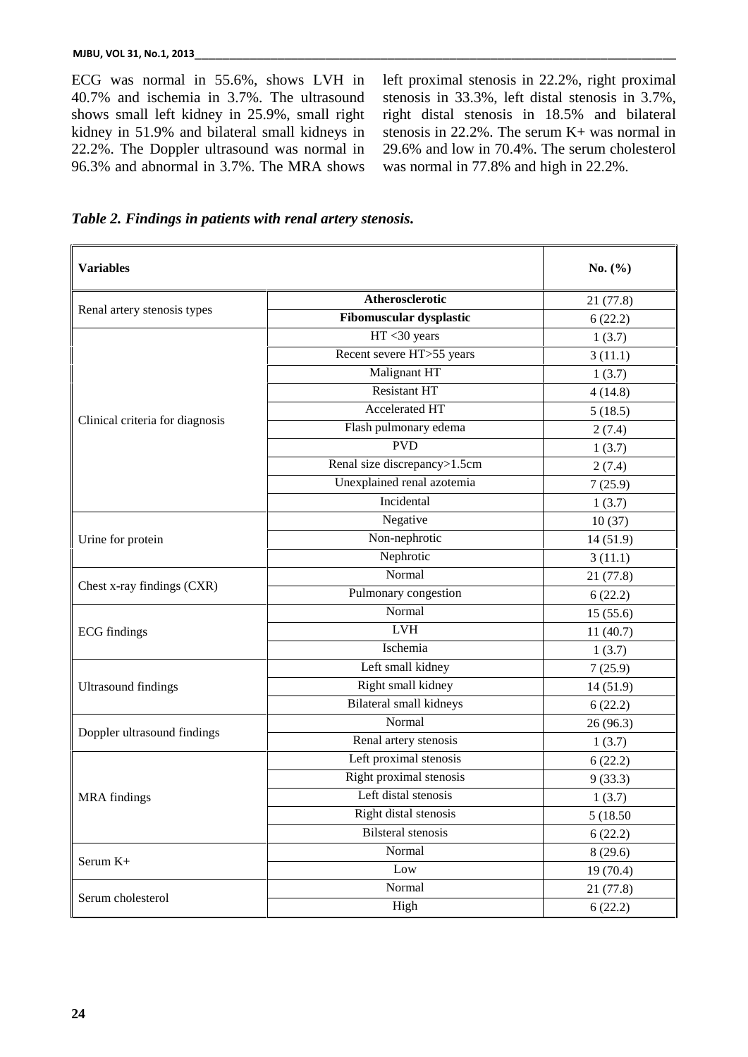ECG was normal in 55.6%, shows LVH in 40.7% and ischemia in 3.7%. The ultrasound shows small left kidney in 25.9%, small right kidney in 51.9% and bilateral small kidneys in 22.2%. The Doppler ultrasound was normal in 96.3% and abnormal in 3.7%. The MRA shows left proximal stenosis in 22.2%, right proximal stenosis in 33.3%, left distal stenosis in 3.7%, right distal stenosis in 18.5% and bilateral stenosis in 22.2%. The serum K+ was normal in 29.6% and low in 70.4%. The serum cholesterol was normal in 77.8% and high in 22.2%.

***Table 2. Findings in patients with renal artery stenosis.***

| **Variables** | | **No. (%)** |
|---|---|---|
| Renal artery stenosis types | **Atherosclerotic** | 21 (77.8) |
| | **Fibomuscular dysplastic** | 6 (22.2) |
| Clinical criteria for diagnosis | HT <30 years | 1 (3.7) |
| | Recent severe HT>55 years | 3 (11.1) |
| | Malignant HT | 1 (3.7) |
| | Resistant HT | 4 (14.8) |
| | Accelerated HT | 5 (18.5) |
| | Flash pulmonary edema | 2 (7.4) |
| | PVD | 1 (3.7) |
| | Renal size discrepancy>1.5cm | 2 (7.4) |
| | Unexplained renal azotemia | 7 (25.9) |
| | Incidental | 1 (3.7) |
| Urine for protein | Negative | 10 (37) |
| | Non-nephrotic | 14 (51.9) |
| | Nephrotic | 3 (11.1) |
| Chest x-ray findings (CXR) | Normal | 21 (77.8) |
| | Pulmonary congestion | 6 (22.2) |
| ECG findings | Normal | 15 (55.6) |
| | LVH | 11 (40.7) |
| | Ischemia | 1 (3.7) |
| Ultrasound findings | Left small kidney | 7 (25.9) |
| | Right small kidney | 14 (51.9) |
| | Bilateral small kidneys | 6 (22.2) |
| Doppler ultrasound findings | Normal | 26 (96.3) |
| | Renal artery stenosis | 1 (3.7) |
| MRA findings | Left proximal stenosis | 6 (22.2) |
| | Right proximal stenosis | 9 (33.3) |
| | Left distal stenosis | 1 (3.7) |
| | Right distal stenosis | 5 (18.50 |
| | Bilsteral stenosis | 6 (22.2) |
| Serum K+ | Normal | 8 (29.6) |
| | Low | 19 (70.4) |
| Serum cholesterol | Normal | 21 (77.8) |
| | High | 6 (22.2) |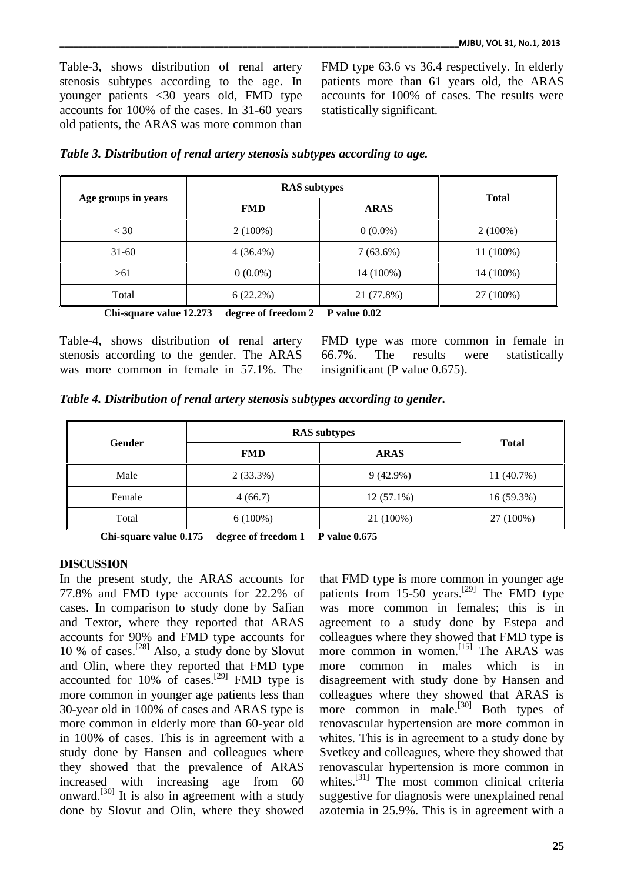Table-3, shows distribution of renal artery stenosis subtypes according to the age. In younger patients <30 years old, FMD type accounts for 100% of the cases. In 31-60 years old patients, the ARAS was more common than FMD type 63.6 vs 36.4 respectively. In elderly patients more than 61 years old, the ARAS accounts for 100% of cases. The results were statistically significant.

*Table 3. Distribution of renal artery stenosis subtypes according to age.*

| Age groups in years | RAS subtypes | | Total |
|---|---|---|---|
| | FMD | ARAS | |
| < 30 | 2 (100%) | 0 (0.0%) | 2 (100%) |
| 31-60 | 4 (36.4%) | 7 (63.6%) | 11 (100%) |
| >61 | 0 (0.0%) | 14 (100%) | 14 (100%) |
| Total | 6 (22.2%) | 21 (77.8%) | 27 (100%) |

**Chi-square value 12.273 degree of freedom 2 P value 0.02**

Table-4, shows distribution of renal artery stenosis according to the gender. The ARAS was more common in female in 57.1%. The FMD type was more common in female in 66.7%. The results were statistically insignificant (P value 0.675).

*Table 4. Distribution of renal artery stenosis subtypes according to gender.*

| Gender | RAS subtypes | | Total |
|---|---|---|---|
| | FMD | ARAS | |
| Male | 2 (33.3%) | 9 (42.9%) | 11 (40.7%) |
| Female | 4 (66.7) | 12 (57.1%) | 16 (59.3%) |
| Total | 6 (100%) | 21 (100%) | 27 (100%) |

**Chi-square value 0.175 degree of freedom 1 P value 0.675**

## DISCUSSION

In the present study, the ARAS accounts for 77.8% and FMD type accounts for 22.2% of cases. In comparison to study done by Safian and Textor, where they reported that ARAS accounts for 90% and FMD type accounts for 10 % of cases.[28] Also, a study done by Slovut and Olin, where they reported that FMD type accounted for 10% of cases.[29] FMD type is more common in younger age patients less than 30-year old in 100% of cases and ARAS type is more common in elderly more than 60-year old in 100% of cases. This is in agreement with a study done by Hansen and colleagues where they showed that the prevalence of ARAS increased with increasing age from 60 onward.[30] It is also in agreement with a study done by Slovut and Olin, where they showed that FMD type is more common in younger age patients from 15-50 years.[29] The FMD type was more common in females; this is in agreement to a study done by Estepa and colleagues where they showed that FMD type is more common in women.[15] The ARAS was more common in males which is in disagreement with study done by Hansen and colleagues where they showed that ARAS is more common in male.[30] Both types of renovascular hypertension are more common in whites. This is in agreement to a study done by Svetkey and colleagues, where they showed that renovascular hypertension is more common in whites.[31] The most common clinical criteria suggestive for diagnosis were unexplained renal azotemia in 25.9%. This is in agreement with a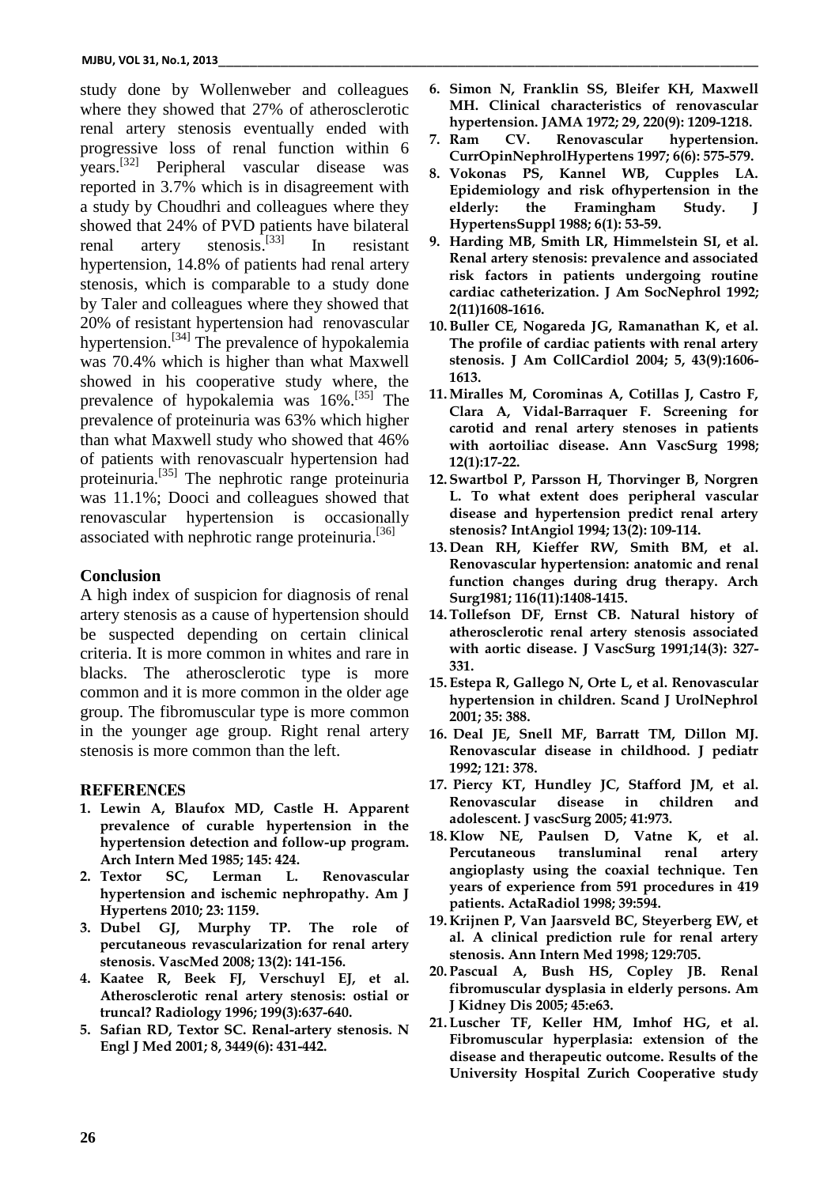study done by Wollenweber and colleagues where they showed that 27% of atherosclerotic renal artery stenosis eventually ended with progressive loss of renal function within 6 years.[32] Peripheral vascular disease was reported in 3.7% which is in disagreement with a study by Choudhri and colleagues where they showed that 24% of PVD patients have bilateral renal artery stenosis.[33] In resistant hypertension, 14.8% of patients had renal artery stenosis, which is comparable to a study done by Taler and colleagues where they showed that 20% of resistant hypertension had renovascular hypertension.[34] The prevalence of hypokalemia was 70.4% which is higher than what Maxwell showed in his cooperative study where, the prevalence of hypokalemia was 16%.[35] The prevalence of proteinuria was 63% which higher than what Maxwell study who showed that 46% of patients with renovascualr hypertension had proteinuria.[35] The nephrotic range proteinuria was 11.1%; Dooci and colleagues showed that renovascular hypertension is occasionally associated with nephrotic range proteinuria.[36]

## Conclusion

A high index of suspicion for diagnosis of renal artery stenosis as a cause of hypertension should be suspected depending on certain clinical criteria. It is more common in whites and rare in blacks. The atherosclerotic type is more common and it is more common in the older age group. The fibromuscular type is more common in the younger age group. Right renal artery stenosis is more common than the left.

## REFERENCES

1. **Lewin A, Blaufox MD, Castle H. Apparent prevalence of curable hypertension in the hypertension detection and follow-up program. Arch Intern Med 1985; 145: 424.**
2. **Textor SC, Lerman L. Renovascular hypertension and ischemic nephropathy. Am J Hypertens 2010; 23: 1159.**
3. **Dubel GJ, Murphy TP. The role of percutaneous revascularization for renal artery stenosis. VascMed 2008; 13(2): 141-156.**
4. **Kaatee R, Beek FJ, Verschuyl EJ, et al. Atherosclerotic renal artery stenosis: ostial or truncal? Radiology 1996; 199(3):637-640.**
5. **Safian RD, Textor SC. Renal-artery stenosis. N Engl J Med 2001; 8, 3449(6): 431-442.**
6. **Simon N, Franklin SS, Bleifer KH, Maxwell MH. Clinical characteristics of renovascular hypertension. JAMA 1972; 29, 220(9): 1209-1218.**
7. **Ram CV. Renovascular hypertension. CurrOpinNephrolHypertens 1997; 6(6): 575-579.**
8. **Vokonas PS, Kannel WB, Cupples LA. Epidemiology and risk ofhypertension in the elderly: the Framingham Study. J HypertensSuppl 1988; 6(1): 53-59.**
9. **Harding MB, Smith LR, Himmelstein SI, et al. Renal artery stenosis: prevalence and associated risk factors in patients undergoing routine cardiac catheterization. J Am SocNephrol 1992; 2(11)1608-1616.**
10. **Buller CE, Nogareda JG, Ramanathan K, et al. The profile of cardiac patients with renal artery stenosis. J Am CollCardiol 2004; 5, 43(9):1606-1613.**
11. **Miralles M, Corominas A, Cotillas J, Castro F, Clara A, Vidal-Barraquer F. Screening for carotid and renal artery stenoses in patients with aortoiliac disease. Ann VascSurg 1998; 12(1):17-22.**
12. **Swartbol P, Parsson H, Thorvinger B, Norgren L. To what extent does peripheral vascular disease and hypertension predict renal artery stenosis? IntAngiol 1994; 13(2): 109-114.**
13. **Dean RH, Kieffer RW, Smith BM, et al. Renovascular hypertension: anatomic and renal function changes during drug therapy. Arch Surg1981; 116(11):1408-1415.**
14. **Tollefson DF, Ernst CB. Natural history of atherosclerotic renal artery stenosis associated with aortic disease. J VascSurg 1991;14(3): 327-331.**
15. **Estepa R, Gallego N, Orte L, et al. Renovascular hypertension in children. Scand J UrolNephrol 2001; 35: 388.**
16. **Deal JE, Snell MF, Barratt TM, Dillon MJ. Renovascular disease in childhood. J pediatr 1992; 121: 378.**
17. **Piercy KT, Hundley JC, Stafford JM, et al. Renovascular disease in children and adolescent. J vascSurg 2005; 41:973.**
18. **Klow NE, Paulsen D, Vatne K, et al. Percutaneous transluminal renal artery angioplasty using the coaxial technique. Ten years of experience from 591 procedures in 419 patients. ActaRadiol 1998; 39:594.**
19. **Krijnen P, Van Jaarsveld BC, Steyerberg EW, et al. A clinical prediction rule for renal artery stenosis. Ann Intern Med 1998; 129:705.**
20. **Pascual A, Bush HS, Copley JB. Renal fibromuscular dysplasia in elderly persons. Am J Kidney Dis 2005; 45:e63.**
21. **Luscher TF, Keller HM, Imhof HG, et al. Fibromuscular hyperplasia: extension of the disease and therapeutic outcome. Results of the University Hospital Zurich Cooperative study**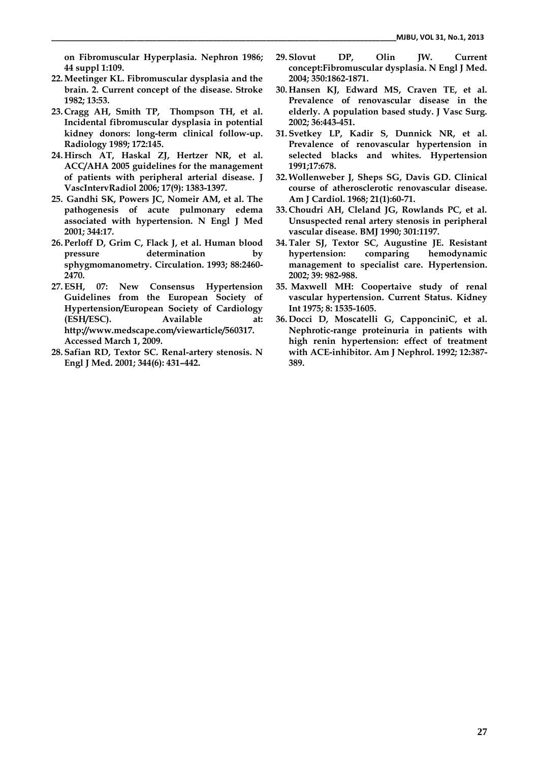on Fibromuscular Hyperplasia. Nephron 1986; 44 suppl 1:109.

22. Meetinger KL. Fibromuscular dysplasia and the brain. 2. Current concept of the disease. Stroke 1982; 13:53.
23. Cragg AH, Smith TP, Thompson TH, et al. Incidental fibromuscular dysplasia in potential kidney donors: long-term clinical follow-up. Radiology 1989; 172:145.
24. Hirsch AT, Haskal ZJ, Hertzer NR, et al. ACC/AHA 2005 guidelines for the management of patients with peripheral arterial disease. J VascIntervRadiol 2006; 17(9): 1383-1397.
25. Gandhi SK, Powers JC, Nomeir AM, et al. The pathogenesis of acute pulmonary edema associated with hypertension. N Engl J Med 2001; 344:17.
26. Perloff D, Grim C, Flack J, et al. Human blood pressure determination by sphygmomanometry. Circulation. 1993; 88:2460-2470.
27. ESH, 07: New Consensus Hypertension Guidelines from the European Society of Hypertension/European Society of Cardiology (ESH/ESC). Available at: http://www.medscape.com/viewarticle/560317. Accessed March 1, 2009.
28. Safian RD, Textor SC. Renal-artery stenosis. N Engl J Med. 2001; 344(6): 431–442.
29. Slovut DP, Olin JW. Current concept:Fibromuscular dysplasia. N Engl J Med. 2004; 350:1862-1871.
30. Hansen KJ, Edward MS, Craven TE, et al. Prevalence of renovascular disease in the elderly. A population based study. J Vasc Surg. 2002; 36:443-451.
31. Svetkey LP, Kadir S, Dunnick NR, et al. Prevalence of renovascular hypertension in selected blacks and whites. Hypertension 1991;17:678.
32. Wollenweber J, Sheps SG, Davis GD. Clinical course of atherosclerotic renovascular disease. Am J Cardiol. 1968; 21(1):60-71.
33. Choudri AH, Cleland JG, Rowlands PC, et al. Unsuspected renal artery stenosis in peripheral vascular disease. BMJ 1990; 301:1197.
34. Taler SJ, Textor SC, Augustine JE. Resistant hypertension: comparing hemodynamic management to specialist care. Hypertension. 2002; 39: 982-988.
35. Maxwell MH: Coopertaive study of renal vascular hypertension. Current Status. Kidney Int 1975; 8: 1535-1605.
36. Docci D, Moscatelli G, CapponciniC, et al. Nephrotic-range proteinuria in patients with high renin hypertension: effect of treatment with ACE-inhibitor. Am J Nephrol. 1992; 12:387-389.